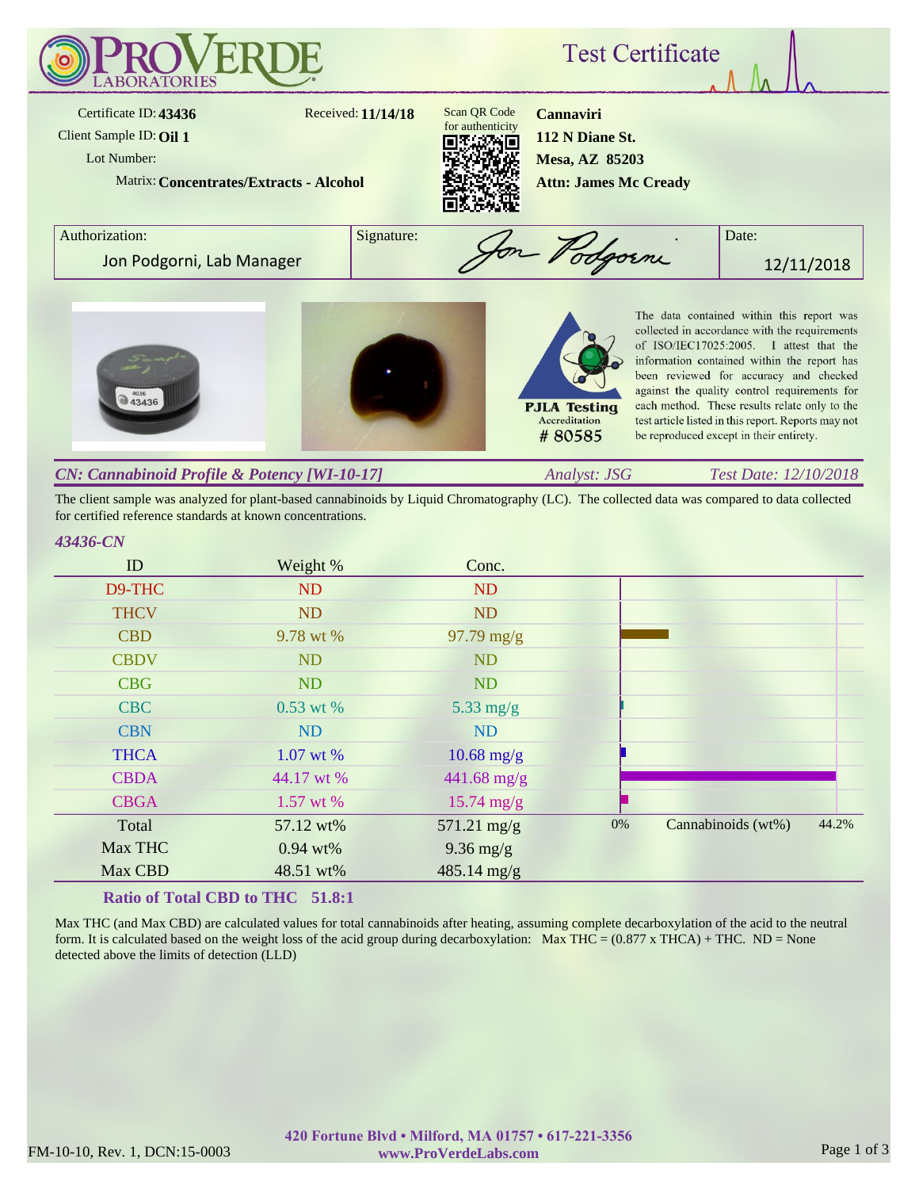# PROVERDE LABORATORIES

## Test Certificate

Certificate ID: **43436**
Received: **11/14/18**
Client Sample ID: **Oil 1**
Lot Number:
Matrix: **Concentrates/Extracts - Alcohol**

Scan QR Code for authenticity

**Cannaviri**
**112 N Diane St.**
**Mesa, AZ 85203**
**Attn: James Mc Cready**

| Authorization: | Signature: | Date: |
|---|---|---|
| Jon Podgorni, Lab Manager | Jon Podgorni | 12/11/2018 |

PJLA Testing Accreditation # 80585

The data contained within this report was collected in accordance with the requirements of ISO/IEC17025:2005. I attest that the information contained within the report has been reviewed for accuracy and checked against the quality control requirements for each method. These results relate only to the test article listed in this report. Reports may not be reproduced except in their entirety.

### *CN: Cannabinoid Profile & Potency [WI-10-17]*

*Analyst: JSG* — *Test Date: 12/10/2018*

The client sample was analyzed for plant-based cannabinoids by Liquid Chromatography (LC). The collected data was compared to data collected for certified reference standards at known concentrations.

*43436-CN*

| ID | Weight % | Conc. |
|---|---|---|
| D9-THC | ND | ND |
| THCV | ND | ND |
| CBD | 9.78 wt % | 97.79 mg/g |
| CBDV | ND | ND |
| CBG | ND | ND |
| CBC | 0.53 wt % | 5.33 mg/g |
| CBN | ND | ND |
| THCA | 1.07 wt % | 10.68 mg/g |
| CBDA | 44.17 wt % | 441.68 mg/g |
| CBGA | 1.57 wt % | 15.74 mg/g |
| Total | 57.12 wt% | 571.21 mg/g |
| Max THC | 0.94 wt% | 9.36 mg/g |
| Max CBD | 48.51 wt% | 485.14 mg/g |

Chart: Cannabinoids (wt%), 0% – 44.2%

**Ratio of Total CBD to THC 51.8:1**

Max THC (and Max CBD) are calculated values for total cannabinoids after heating, assuming complete decarboxylation of the acid to the neutral form. It is calculated based on the weight loss of the acid group during decarboxylation: Max THC = (0.877 x THCA) + THC. ND = None detected above the limits of detection (LLD)

FM-10-10, Rev. 1, DCN:15-0003

420 Fortune Blvd • Milford, MA 01757 • 617-221-3356
www.ProVerdeLabs.com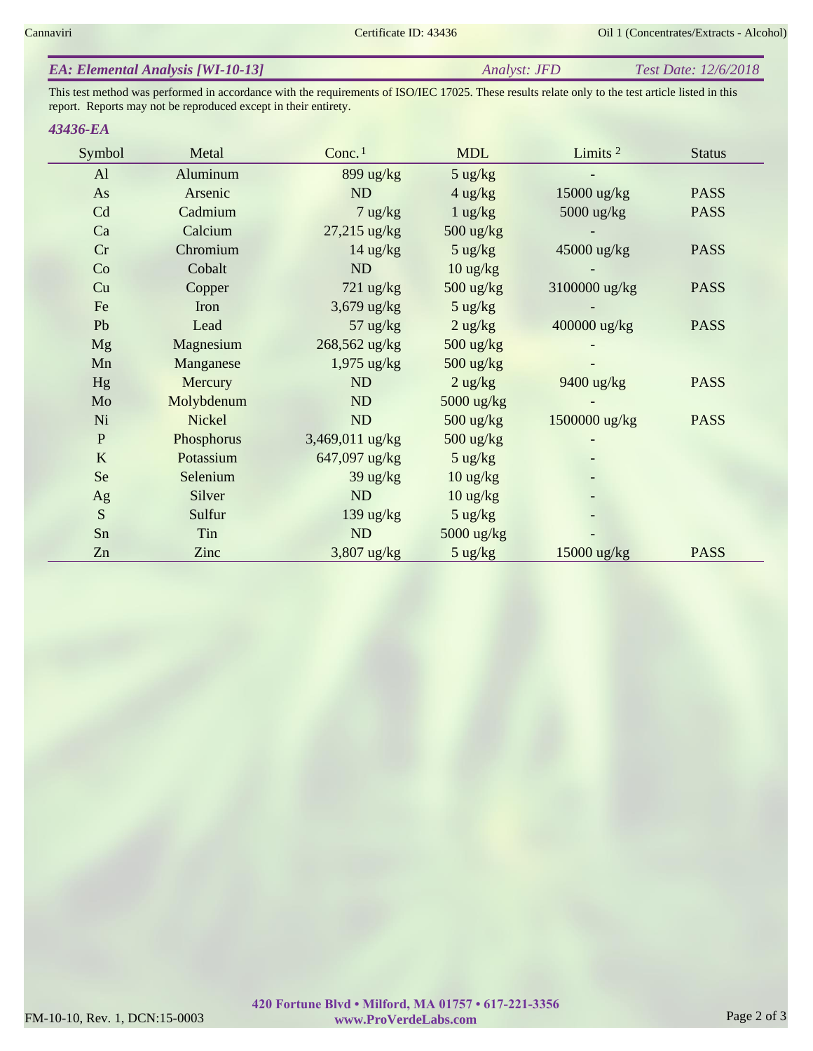## *EA: Elemental Analysis [WI-10-13]*

*Analyst: JFD* *Test Date: 12/6/2018*

This test method was performed in accordance with the requirements of ISO/IEC 17025. These results relate only to the test article listed in this report. Reports may not be reproduced except in their entirety.

### *43436-EA*

| Symbol | Metal | Conc.[1] | MDL | Limits [2] | Status |
|---|---|---|---|---|---|
| Al | Aluminum | 899 ug/kg | 5 ug/kg | - | |
| As | Arsenic | ND | 4 ug/kg | 15000 ug/kg | PASS |
| Cd | Cadmium | 7 ug/kg | 1 ug/kg | 5000 ug/kg | PASS |
| Ca | Calcium | 27,215 ug/kg | 500 ug/kg | - | |
| Cr | Chromium | 14 ug/kg | 5 ug/kg | 45000 ug/kg | PASS |
| Co | Cobalt | ND | 10 ug/kg | - | |
| Cu | Copper | 721 ug/kg | 500 ug/kg | 3100000 ug/kg | PASS |
| Fe | Iron | 3,679 ug/kg | 5 ug/kg | - | |
| Pb | Lead | 57 ug/kg | 2 ug/kg | 400000 ug/kg | PASS |
| Mg | Magnesium | 268,562 ug/kg | 500 ug/kg | - | |
| Mn | Manganese | 1,975 ug/kg | 500 ug/kg | - | |
| Hg | Mercury | ND | 2 ug/kg | 9400 ug/kg | PASS |
| Mo | Molybdenum | ND | 5000 ug/kg | - | |
| Ni | Nickel | ND | 500 ug/kg | 1500000 ug/kg | PASS |
| P | Phosphorus | 3,469,011 ug/kg | 500 ug/kg | - | |
| K | Potassium | 647,097 ug/kg | 5 ug/kg | - | |
| Se | Selenium | 39 ug/kg | 10 ug/kg | - | |
| Ag | Silver | ND | 10 ug/kg | - | |
| S | Sulfur | 139 ug/kg | 5 ug/kg | - | |
| Sn | Tin | ND | 5000 ug/kg | - | |
| Zn | Zinc | 3,807 ug/kg | 5 ug/kg | 15000 ug/kg | PASS |

FM-10-10, Rev. 1, DCN:15-0003

**420 Fortune Blvd • Milford, MA 01757 • 617-221-3356**
**www.ProVerdeLabs.com**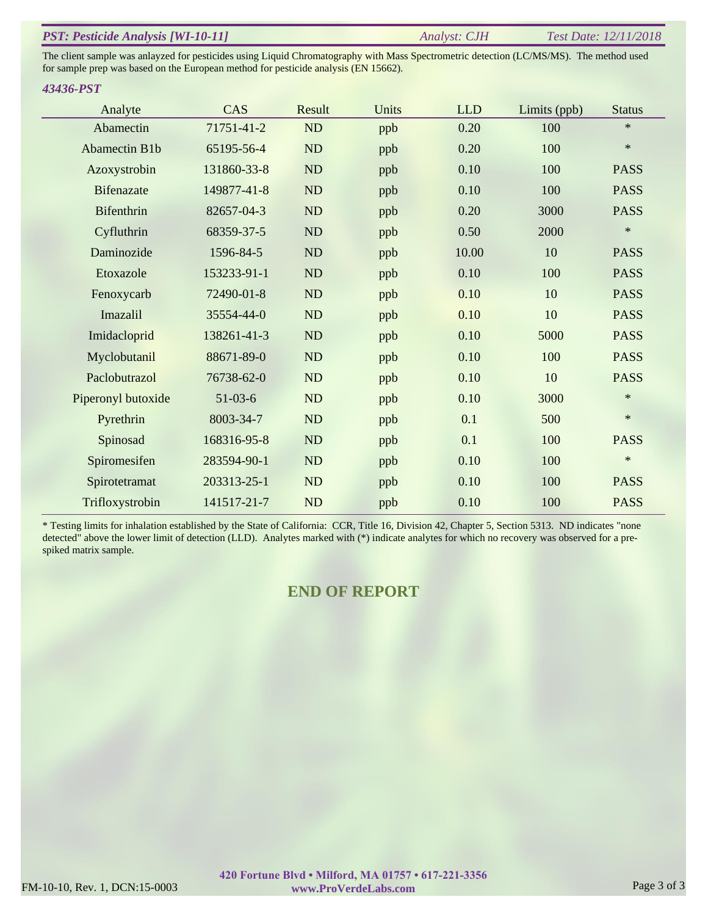*PST: Pesticide Analysis [WI-10-11]* *Analyst: CJH* *Test Date: 12/11/2018*

The client sample was anlayzed for pesticides using Liquid Chromatography with Mass Spectrometric detection (LC/MS/MS). The method used for sample prep was based on the European method for pesticide analysis (EN 15662).

### *43436-PST*

| Analyte | CAS | Result | Units | LLD | Limits (ppb) | Status |
|---|---|---|---|---|---|---|
| Abamectin | 71751-41-2 | ND | ppb | 0.20 | 100 | * |
| Abamectin B1b | 65195-56-4 | ND | ppb | 0.20 | 100 | * |
| Azoxystrobin | 131860-33-8 | ND | ppb | 0.10 | 100 | PASS |
| Bifenazate | 149877-41-8 | ND | ppb | 0.10 | 100 | PASS |
| Bifenthrin | 82657-04-3 | ND | ppb | 0.20 | 3000 | PASS |
| Cyfluthrin | 68359-37-5 | ND | ppb | 0.50 | 2000 | * |
| Daminozide | 1596-84-5 | ND | ppb | 10.00 | 10 | PASS |
| Etoxazole | 153233-91-1 | ND | ppb | 0.10 | 100 | PASS |
| Fenoxycarb | 72490-01-8 | ND | ppb | 0.10 | 10 | PASS |
| Imazalil | 35554-44-0 | ND | ppb | 0.10 | 10 | PASS |
| Imidacloprid | 138261-41-3 | ND | ppb | 0.10 | 5000 | PASS |
| Myclobutanil | 88671-89-0 | ND | ppb | 0.10 | 100 | PASS |
| Paclobutrazol | 76738-62-0 | ND | ppb | 0.10 | 10 | PASS |
| Piperonyl butoxide | 51-03-6 | ND | ppb | 0.10 | 3000 | * |
| Pyrethrin | 8003-34-7 | ND | ppb | 0.1 | 500 | * |
| Spinosad | 168316-95-8 | ND | ppb | 0.1 | 100 | PASS |
| Spiromesifen | 283594-90-1 | ND | ppb | 0.10 | 100 | * |
| Spirotetramat | 203313-25-1 | ND | ppb | 0.10 | 100 | PASS |
| Trifloxystrobin | 141517-21-7 | ND | ppb | 0.10 | 100 | PASS |

* Testing limits for inhalation established by the State of California: CCR, Title 16, Division 42, Chapter 5, Section 5313. ND indicates "none detected" above the lower limit of detection (LLD). Analytes marked with (*) indicate analytes for which no recovery was observed for a pre-spiked matrix sample.

## END OF REPORT

FM-10-10, Rev. 1, DCN:15-0003

**420 Fortune Blvd • Milford, MA 01757 • 617-221-3356**
**www.ProVerdeLabs.com**